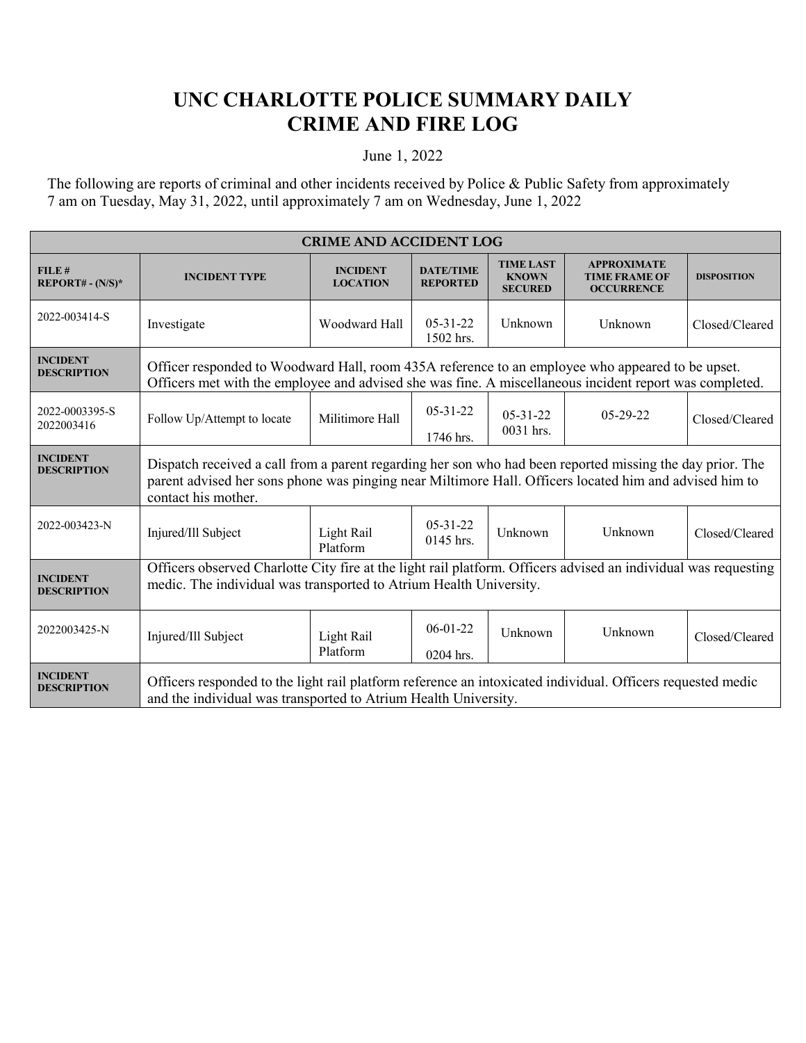# UNC CHARLOTTE POLICE SUMMARY DAILY CRIME AND FIRE LOG

June 1, 2022

The following are reports of criminal and other incidents received by Police & Public Safety from approximately 7 am on Tuesday, May 31, 2022, until approximately 7 am on Wednesday, June 1, 2022

| CRIME AND ACCIDENT LOG | | | | | | |
|---|---|---|---|---|---|---|
| **FILE # REPORT# - (N/S)*** | **INCIDENT TYPE** | **INCIDENT LOCATION** | **DATE/TIME REPORTED** | **TIME LAST KNOWN SECURED** | **APPROXIMATE TIME FRAME OF OCCURRENCE** | **DISPOSITION** |
| 2022-003414-S | Investigate | Woodward Hall | 05-31-22 1502 hrs. | Unknown | Unknown | Closed/Cleared |
| **INCIDENT DESCRIPTION** | Officer responded to Woodward Hall, room 435A reference to an employee who appeared to be upset. Officers met with the employee and advised she was fine. A miscellaneous incident report was completed. | | | | | |
| 2022-0003395-S 2022003416 | Follow Up/Attempt to locate | Militimore Hall | 05-31-22 1746 hrs. | 05-31-22 0031 hrs. | 05-29-22 | Closed/Cleared |
| **INCIDENT DESCRIPTION** | Dispatch received a call from a parent regarding her son who had been reported missing the day prior. The parent advised her sons phone was pinging near Miltimore Hall. Officers located him and advised him to contact his mother. | | | | | |
| 2022-003423-N | Injured/Ill Subject | Light Rail Platform | 05-31-22 0145 hrs. | Unknown | Unknown | Closed/Cleared |
| **INCIDENT DESCRIPTION** | Officers observed Charlotte City fire at the light rail platform. Officers advised an individual was requesting medic. The individual was transported to Atrium Health University. | | | | | |
| 2022003425-N | Injured/Ill Subject | Light Rail Platform | 06-01-22 0204 hrs. | Unknown | Unknown | Closed/Cleared |
| **INCIDENT DESCRIPTION** | Officers responded to the light rail platform reference an intoxicated individual. Officers requested medic and the individual was transported to Atrium Health University. | | | | | |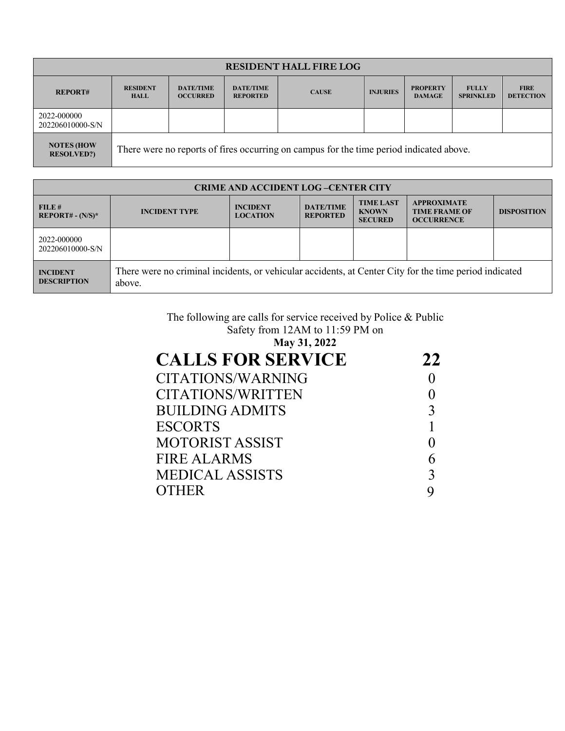| RESIDENT HALL FIRE LOG | | | | | | | | |
|---|---|---|---|---|---|---|---|---|
| **REPORT#** | **RESIDENT HALL** | **DATE/TIME OCCURRED** | **DATE/TIME REPORTED** | **CAUSE** | **INJURIES** | **PROPERTY DAMAGE** | **FULLY SPRINKLED** | **FIRE DETECTION** |
| 2022-000000 202206010000-S/N | | | | | | | | |
| **NOTES (HOW RESOLVED?)** | There were no reports of fires occurring on campus for the time period indicated above. | | | | | | | |

| CRIME AND ACCIDENT LOG –CENTER CITY | | | | | | |
|---|---|---|---|---|---|---|
| **FILE # REPORT# - (N/S)*** | **INCIDENT TYPE** | **INCIDENT LOCATION** | **DATE/TIME REPORTED** | **TIME LAST KNOWN SECURED** | **APPROXIMATE TIME FRAME OF OCCURRENCE** | **DISPOSITION** |
| 2022-000000 202206010000-S/N | | | | | | |
| **INCIDENT DESCRIPTION** | There were no criminal incidents, or vehicular accidents, at Center City for the time period indicated above. | | | | | |

The following are calls for service received by Police & Public Safety from 12AM to 11:59 PM on

**May 31, 2022**

| | |
|---|---|
| **CALLS FOR SERVICE** | **22** |
| CITATIONS/WARNING | 0 |
| CITATIONS/WRITTEN | 0 |
| BUILDING ADMITS | 3 |
| ESCORTS | 1 |
| MOTORIST ASSIST | 0 |
| FIRE ALARMS | 6 |
| MEDICAL ASSISTS | 3 |
| OTHER | 9 |